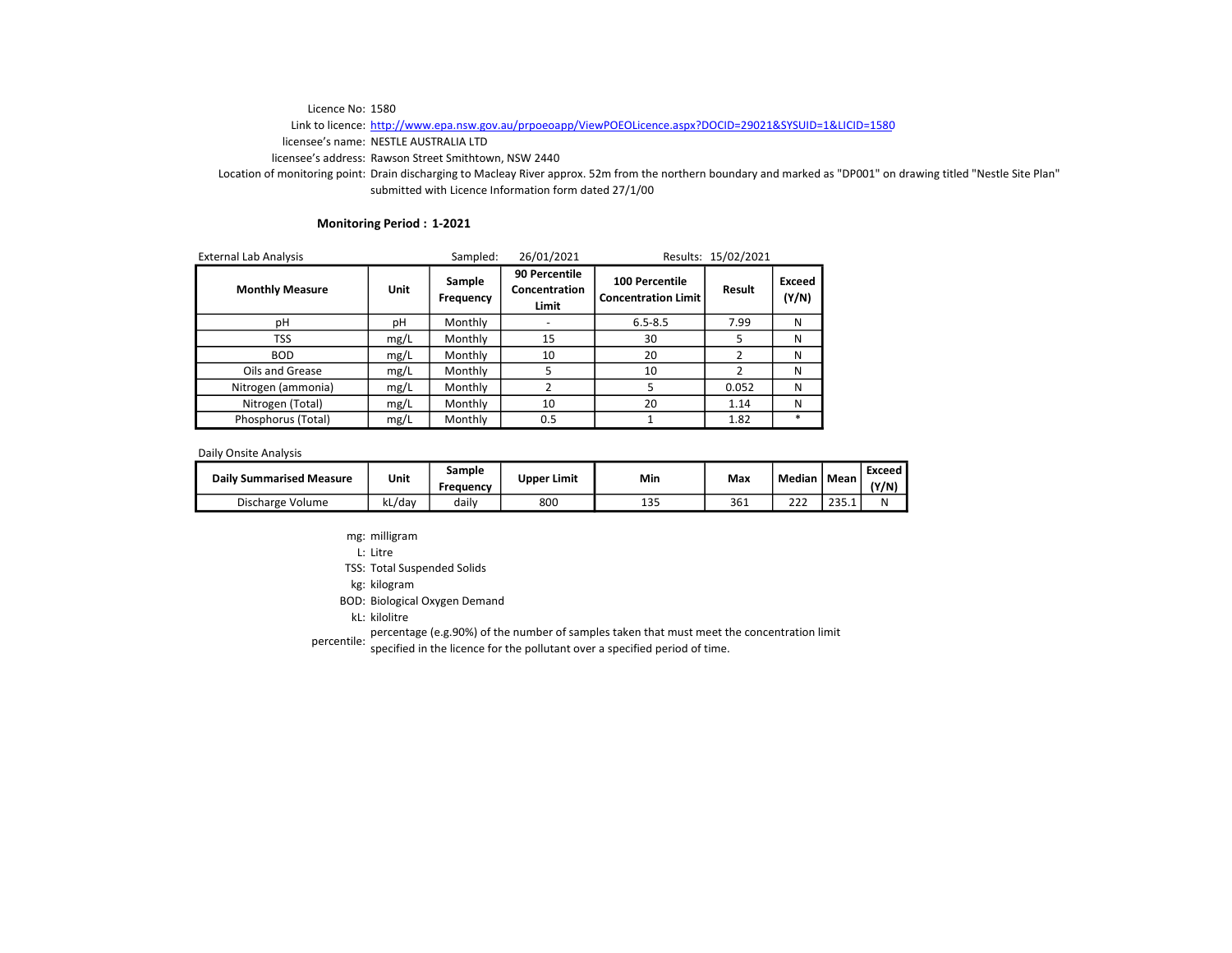Licence No: 1580

Link to licence: http://www.epa.nsw.gov.au/prpoeoapp/ViewPOEOLicence.aspx?DOCID=29021&SYSUID=1&LICID=1580

licensee's name: NESTLE AUSTRALIA LTD

licensee's address: Rawson Street Smithtown, NSW 2440

Location of monitoring point: Drain discharging to Macleay River approx. 52m from the northern boundary and marked as "DP001" on drawing titled "Nestle Site Plan" submitted with Licence Information form dated 27/1/00

**Monitoring Period : 1-2021**

External Lab Analysis — Sampled: 26/01/2021 — Results: 15/02/2021

| Monthly Measure | Unit | Sample Frequency | 90 Percentile Concentration Limit | 100 Percentile Concentration Limit | Result | Exceed (Y/N) |
|---|---|---|---|---|---|---|
| pH | pH | Monthly | - | 6.5-8.5 | 7.99 | N |
| TSS | mg/L | Monthly | 15 | 30 | 5 | N |
| BOD | mg/L | Monthly | 10 | 20 | 2 | N |
| Oils and Grease | mg/L | Monthly | 5 | 10 | 2 | N |
| Nitrogen (ammonia) | mg/L | Monthly | 2 | 5 | 0.052 | N |
| Nitrogen (Total) | mg/L | Monthly | 10 | 20 | 1.14 | N |
| Phosphorus (Total) | mg/L | Monthly | 0.5 | 1 | 1.82 | * |

Daily Onsite Analysis

| Daily Summarised Measure | Unit | Sample Frequency | Upper Limit | Min | Max | Median | Mean | Exceed (Y/N) |
|---|---|---|---|---|---|---|---|---|
| Discharge Volume | kL/day | daily | 800 | 135 | 361 | 222 | 235.1 | N |

mg: milligram

L: Litre

TSS: Total Suspended Solids

kg: kilogram

BOD: Biological Oxygen Demand

kL: kilolitre

percentile: percentage (e.g.90%) of the number of samples taken that must meet the concentration limit specified in the licence for the pollutant over a specified period of time.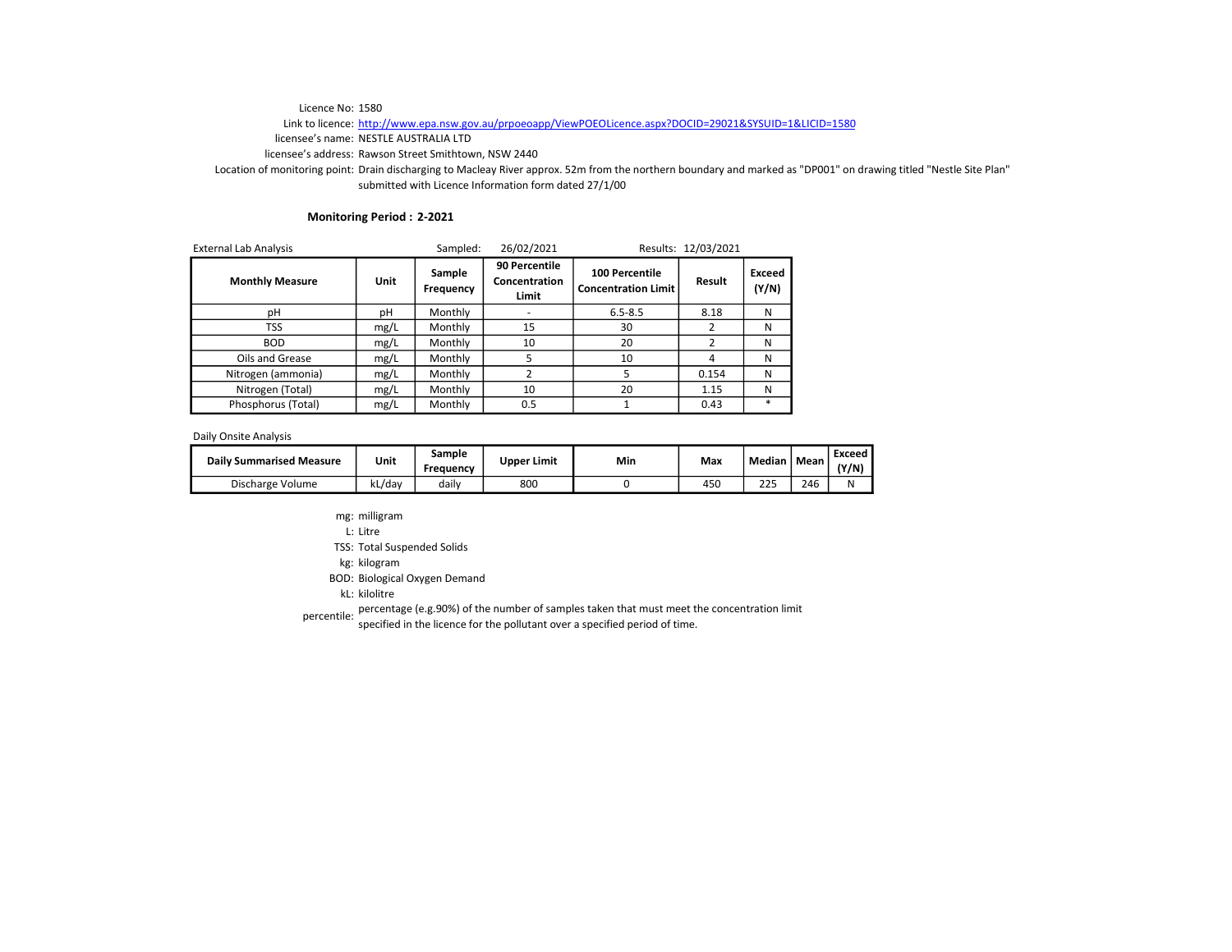Licence No: 1580

Link to licence: http://www.epa.nsw.gov.au/prpoeoapp/ViewPOEOLicence.aspx?DOCID=29021&SYSUID=1&LICID=1580

licensee's name: NESTLE AUSTRALIA LTD

licensee's address: Rawson Street Smithtown, NSW 2440

Location of monitoring point: Drain discharging to Macleay River approx. 52m from the northern boundary and marked as "DP001" on drawing titled "Nestle Site Plan" submitted with Licence Information form dated 27/1/00

**Monitoring Period : 2-2021**

External Lab Analysis — Sampled: 26/02/2021 — Results: 12/03/2021

| Monthly Measure | Unit | Sample Frequency | 90 Percentile Concentration Limit | 100 Percentile Concentration Limit | Result | Exceed (Y/N) |
|---|---|---|---|---|---|---|
| pH | pH | Monthly | - | 6.5-8.5 | 8.18 | N |
| TSS | mg/L | Monthly | 15 | 30 | 2 | N |
| BOD | mg/L | Monthly | 10 | 20 | 2 | N |
| Oils and Grease | mg/L | Monthly | 5 | 10 | 4 | N |
| Nitrogen (ammonia) | mg/L | Monthly | 2 | 5 | 0.154 | N |
| Nitrogen (Total) | mg/L | Monthly | 10 | 20 | 1.15 | N |
| Phosphorus (Total) | mg/L | Monthly | 0.5 | 1 | 0.43 | * |

Daily Onsite Analysis

| Daily Summarised Measure | Unit | Sample Frequency | Upper Limit | Min | Max | Median | Mean | Exceed (Y/N) |
|---|---|---|---|---|---|---|---|---|
| Discharge Volume | kL/day | daily | 800 | 0 | 450 | 225 | 246 | N |

mg: milligram

L: Litre

TSS: Total Suspended Solids

kg: kilogram

BOD: Biological Oxygen Demand

kL: kilolitre

percentile: percentage (e.g.90%) of the number of samples taken that must meet the concentration limit specified in the licence for the pollutant over a specified period of time.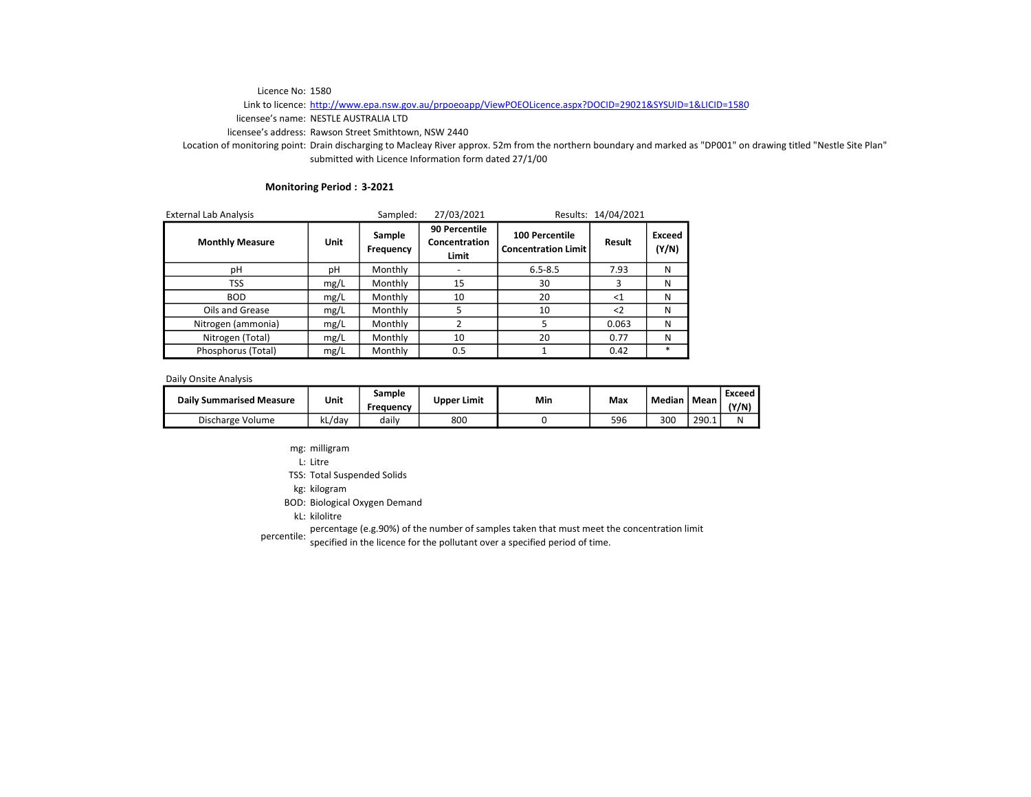Licence No: 1580

Link to licence: http://www.epa.nsw.gov.au/prpoeoapp/ViewPOEOLicence.aspx?DOCID=29021&SYSUID=1&LICID=1580

licensee's name: NESTLE AUSTRALIA LTD

licensee's address: Rawson Street Smithtown, NSW 2440

Location of monitoring point: Drain discharging to Macleay River approx. 52m from the northern boundary and marked as "DP001" on drawing titled "Nestle Site Plan" submitted with Licence Information form dated 27/1/00

**Monitoring Period : 3-2021**

External Lab Analysis — Sampled: 27/03/2021 — Results: 14/04/2021

| Monthly Measure | Unit | Sample Frequency | 90 Percentile Concentration Limit | 100 Percentile Concentration Limit | Result | Exceed (Y/N) |
|---|---|---|---|---|---|---|
| pH | pH | Monthly | - | 6.5-8.5 | 7.93 | N |
| TSS | mg/L | Monthly | 15 | 30 | 3 | N |
| BOD | mg/L | Monthly | 10 | 20 | <1 | N |
| Oils and Grease | mg/L | Monthly | 5 | 10 | <2 | N |
| Nitrogen (ammonia) | mg/L | Monthly | 2 | 5 | 0.063 | N |
| Nitrogen (Total) | mg/L | Monthly | 10 | 20 | 0.77 | N |
| Phosphorus (Total) | mg/L | Monthly | 0.5 | 1 | 0.42 | * |

Daily Onsite Analysis

| Daily Summarised Measure | Unit | Sample Frequency | Upper Limit | Min | Max | Median | Mean | Exceed (Y/N) |
|---|---|---|---|---|---|---|---|---|
| Discharge Volume | kL/day | daily | 800 | 0 | 596 | 300 | 290.1 | N |

mg: milligram

L: Litre

TSS: Total Suspended Solids

kg: kilogram

BOD: Biological Oxygen Demand

kL: kilolitre

percentile: percentage (e.g.90%) of the number of samples taken that must meet the concentration limit specified in the licence for the pollutant over a specified period of time.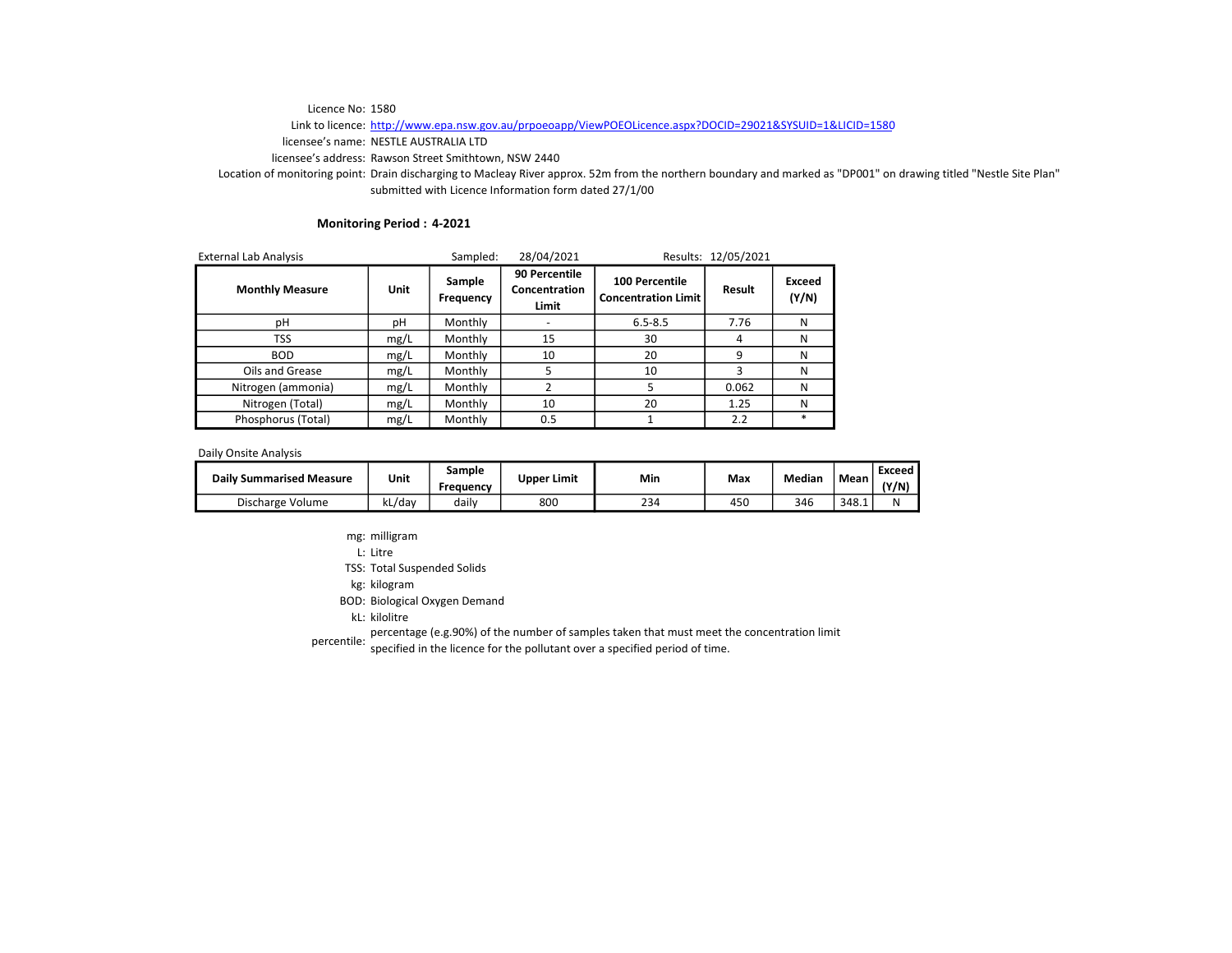Licence No: 1580

Link to licence: http://www.epa.nsw.gov.au/prpoeoapp/ViewPOEOLicence.aspx?DOCID=29021&SYSUID=1&LICID=1580

licensee's name: NESTLE AUSTRALIA LTD

licensee's address: Rawson Street Smithtown, NSW 2440

Location of monitoring point: Drain discharging to Macleay River approx. 52m from the northern boundary and marked as "DP001" on drawing titled "Nestle Site Plan" submitted with Licence Information form dated 27/1/00

**Monitoring Period : 4-2021**

External Lab Analysis — Sampled: 28/04/2021 — Results: 12/05/2021

| Monthly Measure | Unit | Sample Frequency | 90 Percentile Concentration Limit | 100 Percentile Concentration Limit | Result | Exceed (Y/N) |
|---|---|---|---|---|---|---|
| pH | pH | Monthly | - | 6.5-8.5 | 7.76 | N |
| TSS | mg/L | Monthly | 15 | 30 | 4 | N |
| BOD | mg/L | Monthly | 10 | 20 | 9 | N |
| Oils and Grease | mg/L | Monthly | 5 | 10 | 3 | N |
| Nitrogen (ammonia) | mg/L | Monthly | 2 | 5 | 0.062 | N |
| Nitrogen (Total) | mg/L | Monthly | 10 | 20 | 1.25 | N |
| Phosphorus (Total) | mg/L | Monthly | 0.5 | 1 | 2.2 | * |

Daily Onsite Analysis

| Daily Summarised Measure | Unit | Sample Frequency | Upper Limit | Min | Max | Median | Mean | Exceed (Y/N) |
|---|---|---|---|---|---|---|---|---|
| Discharge Volume | kL/day | daily | 800 | 234 | 450 | 346 | 348.1 | N |

mg: milligram

L: Litre

TSS: Total Suspended Solids

kg: kilogram

BOD: Biological Oxygen Demand

kL: kilolitre

percentile: percentage (e.g.90%) of the number of samples taken that must meet the concentration limit specified in the licence for the pollutant over a specified period of time.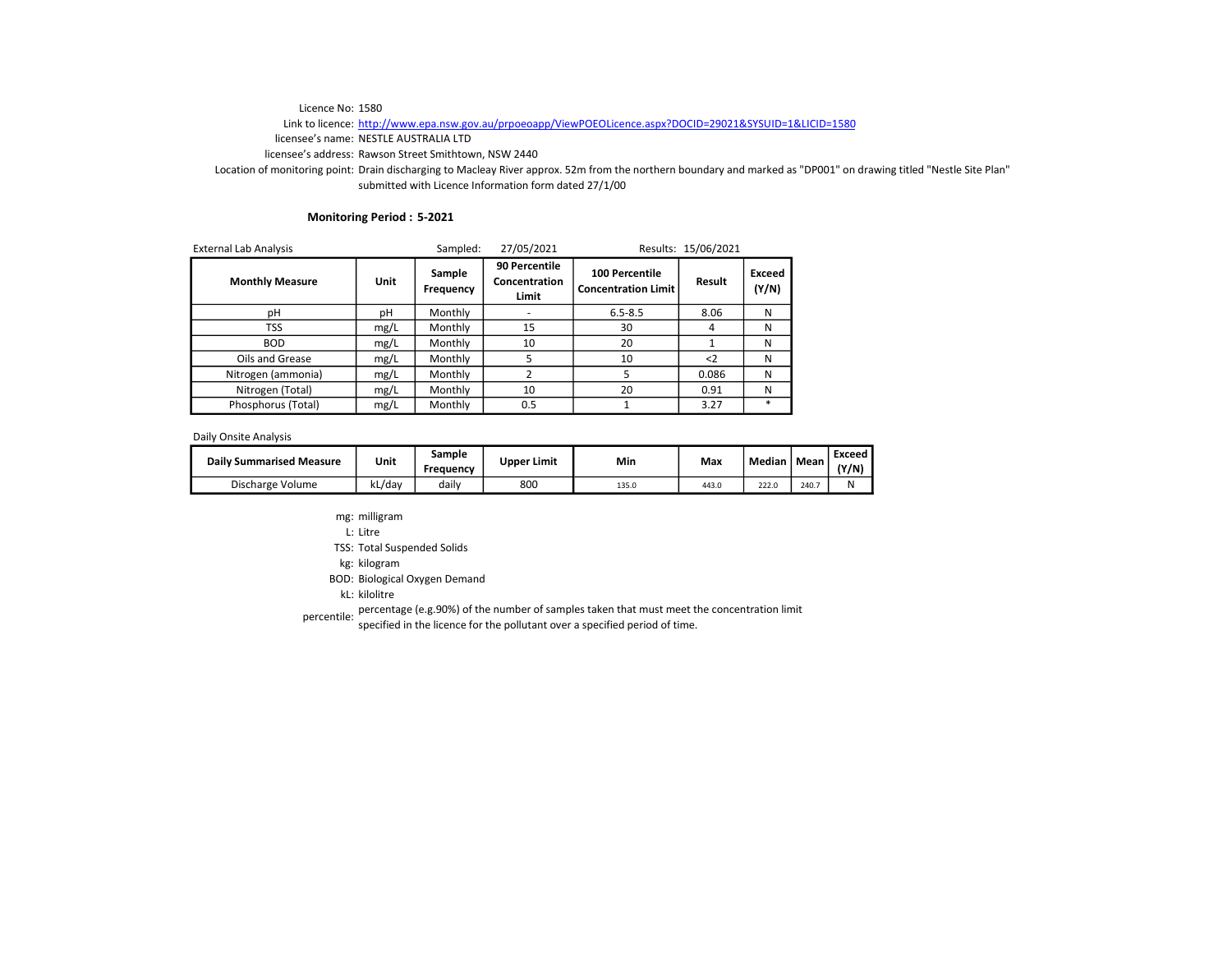Licence No: 1580

Link to licence: http://www.epa.nsw.gov.au/prpoeoapp/ViewPOEOLicence.aspx?DOCID=29021&SYSUID=1&LICID=1580

licensee's name: NESTLE AUSTRALIA LTD

licensee's address: Rawson Street Smithtown, NSW 2440

Location of monitoring point: Drain discharging to Macleay River approx. 52m from the northern boundary and marked as "DP001" on drawing titled "Nestle Site Plan" submitted with Licence Information form dated 27/1/00

**Monitoring Period : 5-2021**

External Lab Analysis — Sampled: 27/05/2021 — Results: 15/06/2021

| Monthly Measure | Unit | Sample Frequency | 90 Percentile Concentration Limit | 100 Percentile Concentration Limit | Result | Exceed (Y/N) |
|---|---|---|---|---|---|---|
| pH | pH | Monthly | - | 6.5-8.5 | 8.06 | N |
| TSS | mg/L | Monthly | 15 | 30 | 4 | N |
| BOD | mg/L | Monthly | 10 | 20 | 1 | N |
| Oils and Grease | mg/L | Monthly | 5 | 10 | <2 | N |
| Nitrogen (ammonia) | mg/L | Monthly | 2 | 5 | 0.086 | N |
| Nitrogen (Total) | mg/L | Monthly | 10 | 20 | 0.91 | N |
| Phosphorus (Total) | mg/L | Monthly | 0.5 | 1 | 3.27 | * |

Daily Onsite Analysis

| Daily Summarised Measure | Unit | Sample Frequency | Upper Limit | Min | Max | Median | Mean | Exceed (Y/N) |
|---|---|---|---|---|---|---|---|---|
| Discharge Volume | kL/day | daily | 800 | 135.0 | 443.0 | 222.0 | 240.7 | N |

mg: milligram

L: Litre

TSS: Total Suspended Solids

kg: kilogram

BOD: Biological Oxygen Demand

kL: kilolitre

percentile: percentage (e.g.90%) of the number of samples taken that must meet the concentration limit specified in the licence for the pollutant over a specified period of time.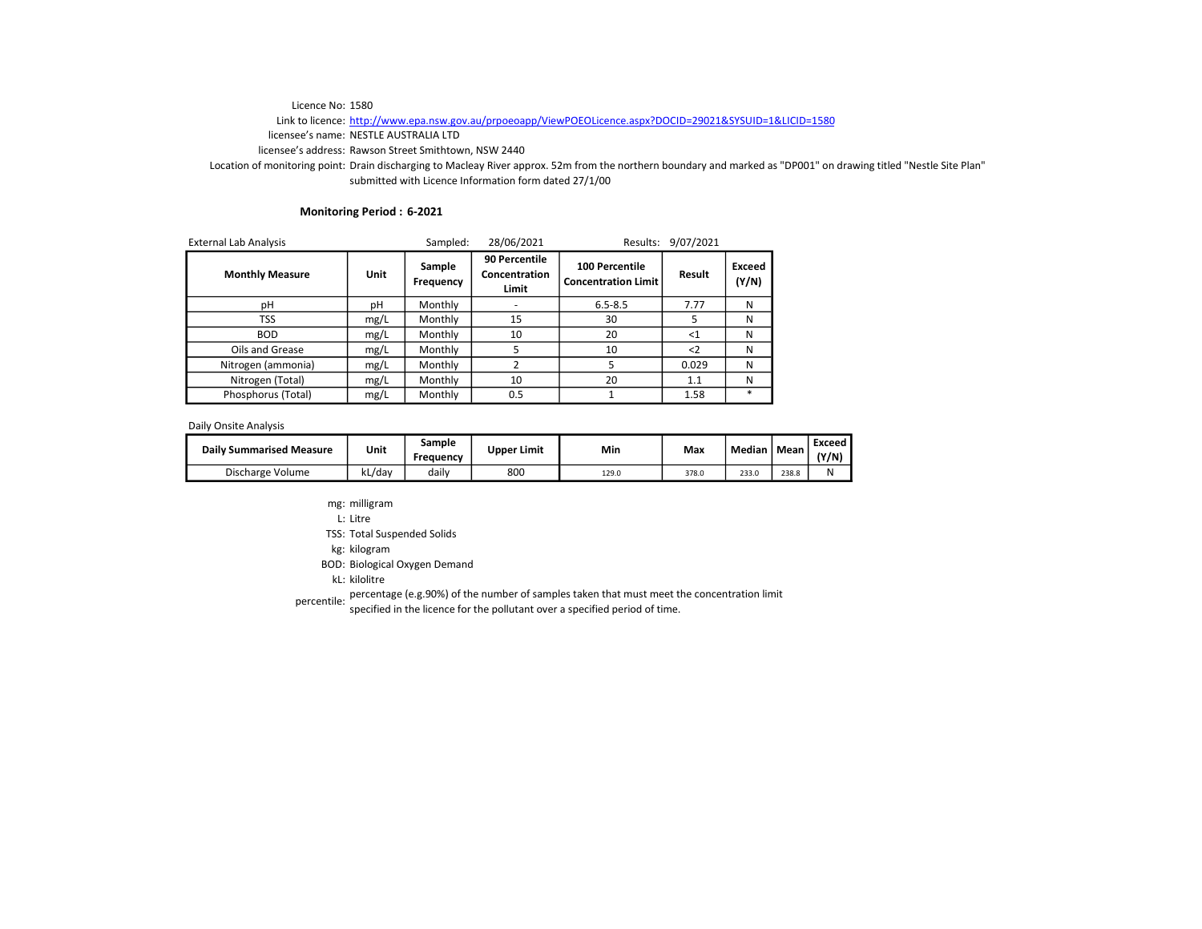Licence No: 1580

Link to licence: http://www.epa.nsw.gov.au/prpoeoapp/ViewPOEOLicence.aspx?DOCID=29021&SYSUID=1&LICID=1580

licensee's name: NESTLE AUSTRALIA LTD

licensee's address: Rawson Street Smithtown, NSW 2440

Location of monitoring point: Drain discharging to Macleay River approx. 52m from the northern boundary and marked as "DP001" on drawing titled "Nestle Site Plan" submitted with Licence Information form dated 27/1/00

**Monitoring Period : 6-2021**

External Lab Analysis — Sampled: 28/06/2021 — Results: 9/07/2021

| Monthly Measure | Unit | Sample Frequency | 90 Percentile Concentration Limit | 100 Percentile Concentration Limit | Result | Exceed (Y/N) |
|---|---|---|---|---|---|---|
| pH | pH | Monthly | - | 6.5-8.5 | 7.77 | N |
| TSS | mg/L | Monthly | 15 | 30 | 5 | N |
| BOD | mg/L | Monthly | 10 | 20 | <1 | N |
| Oils and Grease | mg/L | Monthly | 5 | 10 | <2 | N |
| Nitrogen (ammonia) | mg/L | Monthly | 2 | 5 | 0.029 | N |
| Nitrogen (Total) | mg/L | Monthly | 10 | 20 | 1.1 | N |
| Phosphorus (Total) | mg/L | Monthly | 0.5 | 1 | 1.58 | * |

Daily Onsite Analysis

| Daily Summarised Measure | Unit | Sample Frequency | Upper Limit | Min | Max | Median | Mean | Exceed (Y/N) |
|---|---|---|---|---|---|---|---|---|
| Discharge Volume | kL/day | daily | 800 | 129.0 | 378.0 | 233.0 | 238.8 | N |

mg: milligram

L: Litre

TSS: Total Suspended Solids

kg: kilogram

BOD: Biological Oxygen Demand

kL: kilolitre

percentile: percentage (e.g.90%) of the number of samples taken that must meet the concentration limit specified in the licence for the pollutant over a specified period of time.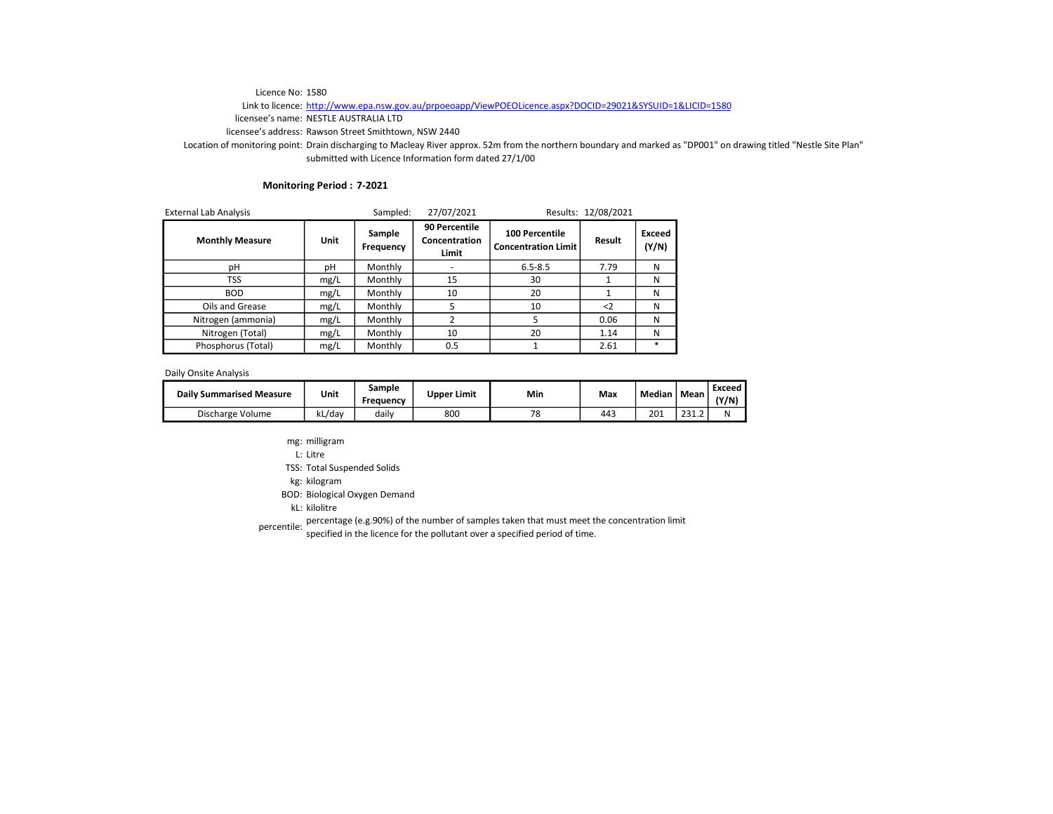Licence No: 1580

Link to licence: http://www.epa.nsw.gov.au/prpoeoapp/ViewPOEOLicence.aspx?DOCID=29021&SYSUID=1&LICID=1580

licensee's name: NESTLE AUSTRALIA LTD

licensee's address: Rawson Street Smithtown, NSW 2440

Location of monitoring point: Drain discharging to Macleay River approx. 52m from the northern boundary and marked as "DP001" on drawing titled "Nestle Site Plan" submitted with Licence Information form dated 27/1/00

**Monitoring Period : 7-2021**

External Lab Analysis — Sampled: 27/07/2021 — Results: 12/08/2021

| Monthly Measure | Unit | Sample Frequency | 90 Percentile Concentration Limit | 100 Percentile Concentration Limit | Result | Exceed (Y/N) |
|---|---|---|---|---|---|---|
| pH | pH | Monthly | - | 6.5-8.5 | 7.79 | N |
| TSS | mg/L | Monthly | 15 | 30 | 1 | N |
| BOD | mg/L | Monthly | 10 | 20 | 1 | N |
| Oils and Grease | mg/L | Monthly | 5 | 10 | <2 | N |
| Nitrogen (ammonia) | mg/L | Monthly | 2 | 5 | 0.06 | N |
| Nitrogen (Total) | mg/L | Monthly | 10 | 20 | 1.14 | N |
| Phosphorus (Total) | mg/L | Monthly | 0.5 | 1 | 2.61 | * |

Daily Onsite Analysis

| Daily Summarised Measure | Unit | Sample Frequency | Upper Limit | Min | Max | Median | Mean | Exceed (Y/N) |
|---|---|---|---|---|---|---|---|---|
| Discharge Volume | kL/day | daily | 800 | 78 | 443 | 201 | 231.2 | N |

mg: milligram

L: Litre

TSS: Total Suspended Solids

kg: kilogram

BOD: Biological Oxygen Demand

kL: kilolitre

percentile: percentage (e.g.90%) of the number of samples taken that must meet the concentration limit specified in the licence for the pollutant over a specified period of time.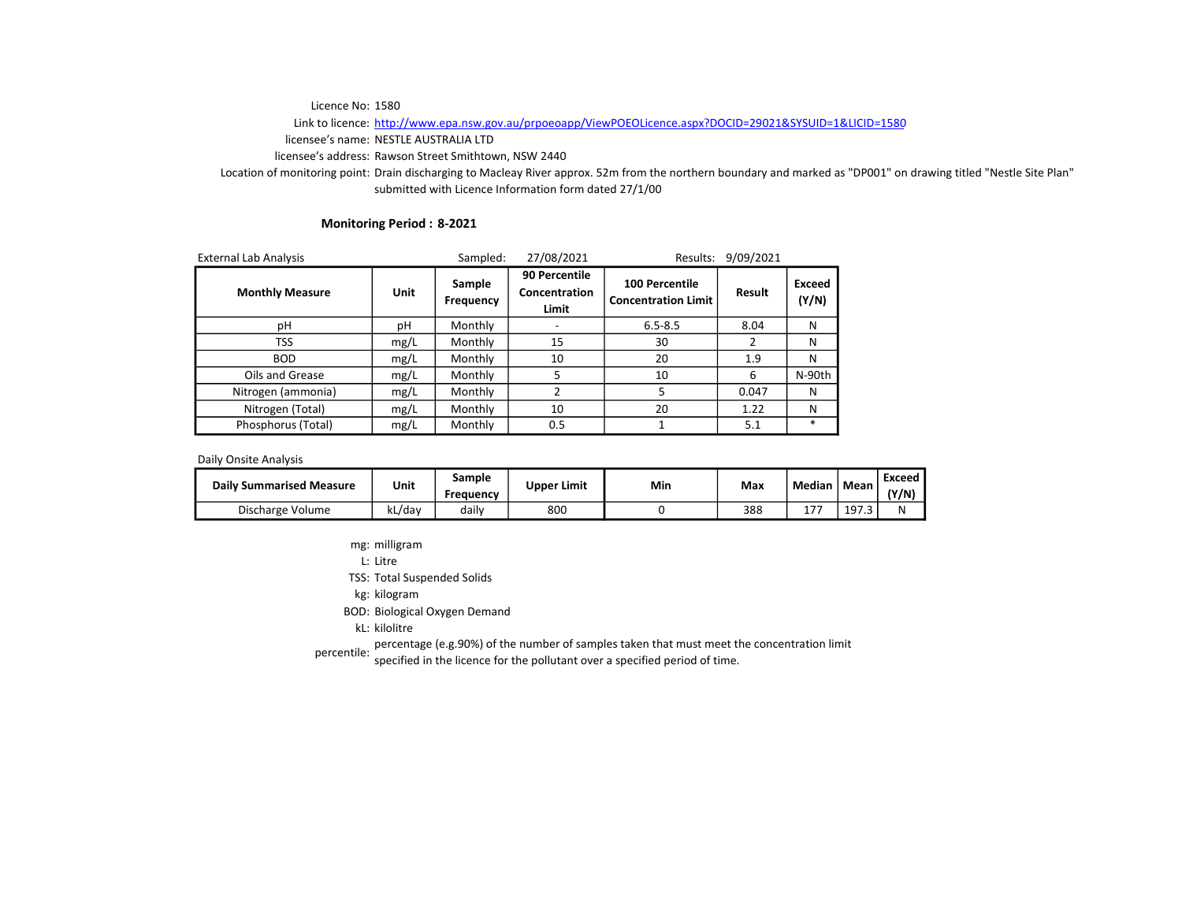Licence No: 1580

Link to licence: http://www.epa.nsw.gov.au/prpoeoapp/ViewPOEOLicence.aspx?DOCID=29021&SYSUID=1&LICID=1580

licensee's name: NESTLE AUSTRALIA LTD

licensee's address: Rawson Street Smithtown, NSW 2440

Location of monitoring point: Drain discharging to Macleay River approx. 52m from the northern boundary and marked as "DP001" on drawing titled "Nestle Site Plan" submitted with Licence Information form dated 27/1/00

**Monitoring Period : 8-2021**

External Lab Analysis — Sampled: 27/08/2021 — Results: 9/09/2021

| Monthly Measure | Unit | Sample Frequency | 90 Percentile Concentration Limit | 100 Percentile Concentration Limit | Result | Exceed (Y/N) |
|---|---|---|---|---|---|---|
| pH | pH | Monthly | - | 6.5-8.5 | 8.04 | N |
| TSS | mg/L | Monthly | 15 | 30 | 2 | N |
| BOD | mg/L | Monthly | 10 | 20 | 1.9 | N |
| Oils and Grease | mg/L | Monthly | 5 | 10 | 6 | N-90th |
| Nitrogen (ammonia) | mg/L | Monthly | 2 | 5 | 0.047 | N |
| Nitrogen (Total) | mg/L | Monthly | 10 | 20 | 1.22 | N |
| Phosphorus (Total) | mg/L | Monthly | 0.5 | 1 | 5.1 | * |

Daily Onsite Analysis

| Daily Summarised Measure | Unit | Sample Frequency | Upper Limit | Min | Max | Median | Mean | Exceed (Y/N) |
|---|---|---|---|---|---|---|---|---|
| Discharge Volume | kL/day | daily | 800 | 0 | 388 | 177 | 197.3 | N |

mg: milligram

L: Litre

TSS: Total Suspended Solids

kg: kilogram

BOD: Biological Oxygen Demand

kL: kilolitre

percentile: percentage (e.g.90%) of the number of samples taken that must meet the concentration limit specified in the licence for the pollutant over a specified period of time.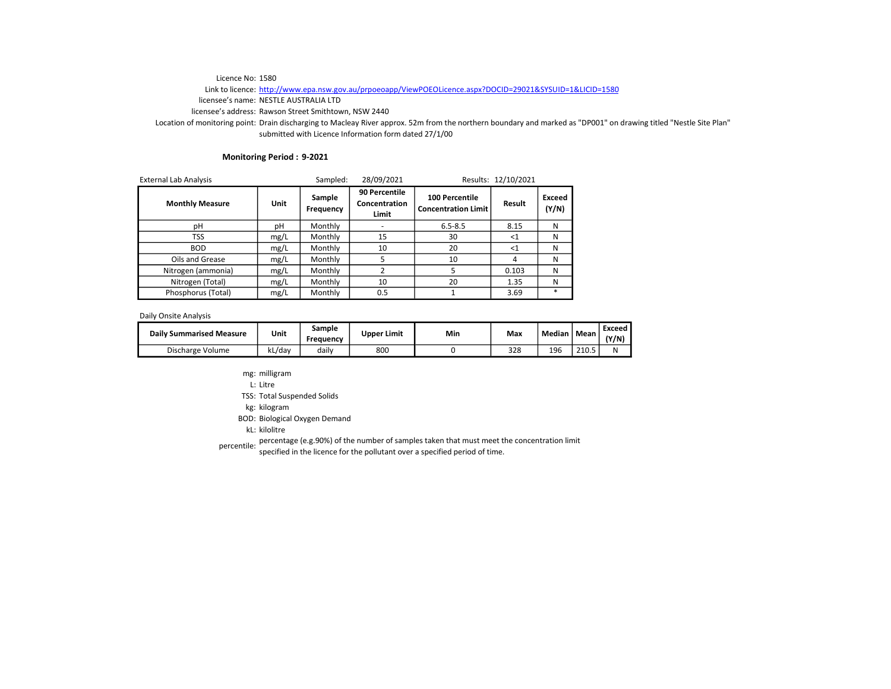Licence No: 1580

Link to licence: http://www.epa.nsw.gov.au/prpoeoapp/ViewPOEOLicence.aspx?DOCID=29021&SYSUID=1&LICID=1580

licensee's name: NESTLE AUSTRALIA LTD

licensee's address: Rawson Street Smithtown, NSW 2440

Location of monitoring point: Drain discharging to Macleay River approx. 52m from the northern boundary and marked as "DP001" on drawing titled "Nestle Site Plan" submitted with Licence Information form dated 27/1/00

**Monitoring Period : 9-2021**

External Lab Analysis Sampled: 28/09/2021 Results: 12/10/2021

| Monthly Measure | Unit | Sample Frequency | 90 Percentile Concentration Limit | 100 Percentile Concentration Limit | Result | Exceed (Y/N) |
|---|---|---|---|---|---|---|
| pH | pH | Monthly | - | 6.5-8.5 | 8.15 | N |
| TSS | mg/L | Monthly | 15 | 30 | <1 | N |
| BOD | mg/L | Monthly | 10 | 20 | <1 | N |
| Oils and Grease | mg/L | Monthly | 5 | 10 | 4 | N |
| Nitrogen (ammonia) | mg/L | Monthly | 2 | 5 | 0.103 | N |
| Nitrogen (Total) | mg/L | Monthly | 10 | 20 | 1.35 | N |
| Phosphorus (Total) | mg/L | Monthly | 0.5 | 1 | 3.69 | * |

Daily Onsite Analysis

| Daily Summarised Measure | Unit | Sample Frequency | Upper Limit | Min | Max | Median | Mean | Exceed (Y/N) |
|---|---|---|---|---|---|---|---|---|
| Discharge Volume | kL/day | daily | 800 | 0 | 328 | 196 | 210.5 | N |

mg: milligram

L: Litre

TSS: Total Suspended Solids

kg: kilogram

BOD: Biological Oxygen Demand

kL: kilolitre

percentile: percentage (e.g.90%) of the number of samples taken that must meet the concentration limit specified in the licence for the pollutant over a specified period of time.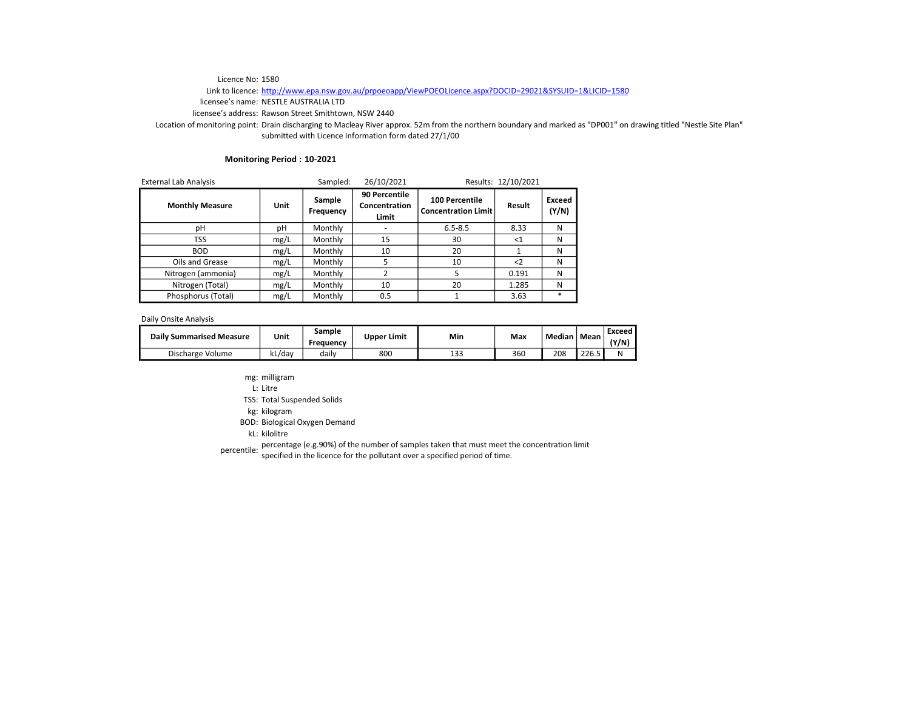Licence No: 1580

Link to licence: http://www.epa.nsw.gov.au/prpoeoapp/ViewPOEOLicence.aspx?DOCID=29021&SYSUID=1&LICID=1580

licensee's name: NESTLE AUSTRALIA LTD

licensee's address: Rawson Street Smithtown, NSW 2440

Location of monitoring point: Drain discharging to Macleay River approx. 52m from the northern boundary and marked as "DP001" on drawing titled "Nestle Site Plan" submitted with Licence Information form dated 27/1/00

**Monitoring Period : 10-2021**

External Lab Analysis — Sampled: 26/10/2021 — Results: 12/10/2021

| Monthly Measure | Unit | Sample Frequency | 90 Percentile Concentration Limit | 100 Percentile Concentration Limit | Result | Exceed (Y/N) |
|---|---|---|---|---|---|---|
| pH | pH | Monthly | - | 6.5-8.5 | 8.33 | N |
| TSS | mg/L | Monthly | 15 | 30 | <1 | N |
| BOD | mg/L | Monthly | 10 | 20 | 1 | N |
| Oils and Grease | mg/L | Monthly | 5 | 10 | <2 | N |
| Nitrogen (ammonia) | mg/L | Monthly | 2 | 5 | 0.191 | N |
| Nitrogen (Total) | mg/L | Monthly | 10 | 20 | 1.285 | N |
| Phosphorus (Total) | mg/L | Monthly | 0.5 | 1 | 3.63 | * |

Daily Onsite Analysis

| Daily Summarised Measure | Unit | Sample Frequency | Upper Limit | Min | Max | Median | Mean | Exceed (Y/N) |
|---|---|---|---|---|---|---|---|---|
| Discharge Volume | kL/day | daily | 800 | 133 | 360 | 208 | 226.5 | N |

mg: milligram

L: Litre

TSS: Total Suspended Solids

kg: kilogram

BOD: Biological Oxygen Demand

kL: kilolitre

percentile: percentage (e.g.90%) of the number of samples taken that must meet the concentration limit specified in the licence for the pollutant over a specified period of time.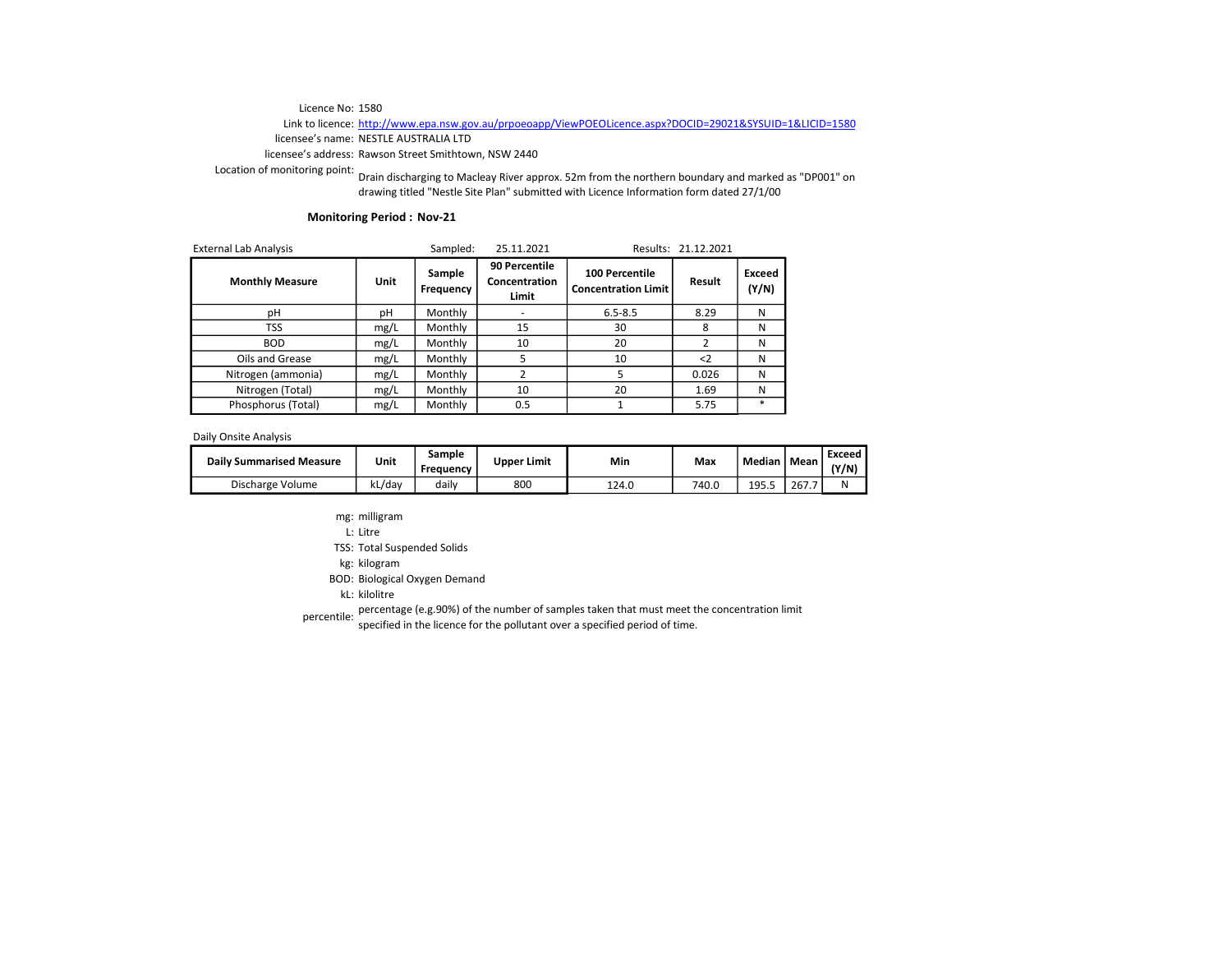Licence No: 1580

Link to licence: http://www.epa.nsw.gov.au/prpoeoapp/ViewPOEOLicence.aspx?DOCID=29021&SYSUID=1&LICID=1580

licensee's name: NESTLE AUSTRALIA LTD

licensee's address: Rawson Street Smithtown, NSW 2440

Location of monitoring point: Drain discharging to Macleay River approx. 52m from the northern boundary and marked as "DP001" on drawing titled "Nestle Site Plan" submitted with Licence Information form dated 27/1/00

**Monitoring Period : Nov-21**

External Lab Analysis — Sampled: 25.11.2021 — Results: 21.12.2021

| Monthly Measure | Unit | Sample Frequency | 90 Percentile Concentration Limit | 100 Percentile Concentration Limit | Result | Exceed (Y/N) |
|---|---|---|---|---|---|---|
| pH | pH | Monthly | - | 6.5-8.5 | 8.29 | N |
| TSS | mg/L | Monthly | 15 | 30 | 8 | N |
| BOD | mg/L | Monthly | 10 | 20 | 2 | N |
| Oils and Grease | mg/L | Monthly | 5 | 10 | <2 | N |
| Nitrogen (ammonia) | mg/L | Monthly | 2 | 5 | 0.026 | N |
| Nitrogen (Total) | mg/L | Monthly | 10 | 20 | 1.69 | N |
| Phosphorus (Total) | mg/L | Monthly | 0.5 | 1 | 5.75 | * |

Daily Onsite Analysis

| Daily Summarised Measure | Unit | Sample Frequency | Upper Limit | Min | Max | Median | Mean | Exceed (Y/N) |
|---|---|---|---|---|---|---|---|---|
| Discharge Volume | kL/day | daily | 800 | 124.0 | 740.0 | 195.5 | 267.7 | N |

mg: milligram

L: Litre

TSS: Total Suspended Solids

kg: kilogram

BOD: Biological Oxygen Demand

kL: kilolitre

percentile: percentage (e.g.90%) of the number of samples taken that must meet the concentration limit specified in the licence for the pollutant over a specified period of time.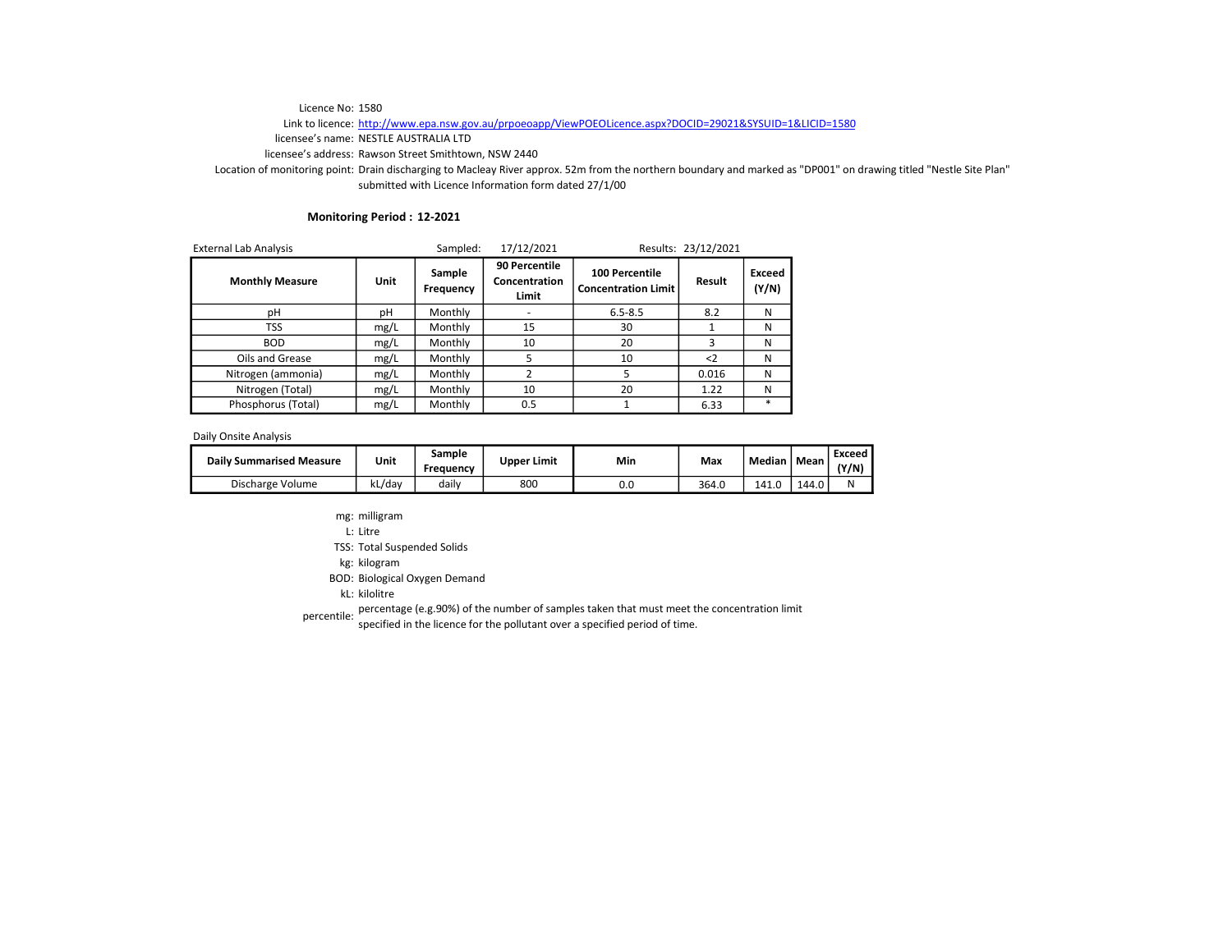Licence No: 1580

Link to licence: http://www.epa.nsw.gov.au/prpoeoapp/ViewPOEOLicence.aspx?DOCID=29021&SYSUID=1&LICID=1580

licensee's name: NESTLE AUSTRALIA LTD

licensee's address: Rawson Street Smithtown, NSW 2440

Location of monitoring point: Drain discharging to Macleay River approx. 52m from the northern boundary and marked as "DP001" on drawing titled "Nestle Site Plan" submitted with Licence Information form dated 27/1/00

**Monitoring Period : 12-2021**

External Lab Analysis — Sampled: 17/12/2021 — Results: 23/12/2021

| Monthly Measure | Unit | Sample Frequency | 90 Percentile Concentration Limit | 100 Percentile Concentration Limit | Result | Exceed (Y/N) |
|---|---|---|---|---|---|---|
| pH | pH | Monthly | - | 6.5-8.5 | 8.2 | N |
| TSS | mg/L | Monthly | 15 | 30 | 1 | N |
| BOD | mg/L | Monthly | 10 | 20 | 3 | N |
| Oils and Grease | mg/L | Monthly | 5 | 10 | <2 | N |
| Nitrogen (ammonia) | mg/L | Monthly | 2 | 5 | 0.016 | N |
| Nitrogen (Total) | mg/L | Monthly | 10 | 20 | 1.22 | N |
| Phosphorus (Total) | mg/L | Monthly | 0.5 | 1 | 6.33 | * |

Daily Onsite Analysis

| Daily Summarised Measure | Unit | Sample Frequency | Upper Limit | Min | Max | Median | Mean | Exceed (Y/N) |
|---|---|---|---|---|---|---|---|---|
| Discharge Volume | kL/day | daily | 800 | 0.0 | 364.0 | 141.0 | 144.0 | N |

mg: milligram

L: Litre

TSS: Total Suspended Solids

kg: kilogram

BOD: Biological Oxygen Demand

kL: kilolitre

percentile: percentage (e.g.90%) of the number of samples taken that must meet the concentration limit specified in the licence for the pollutant over a specified period of time.